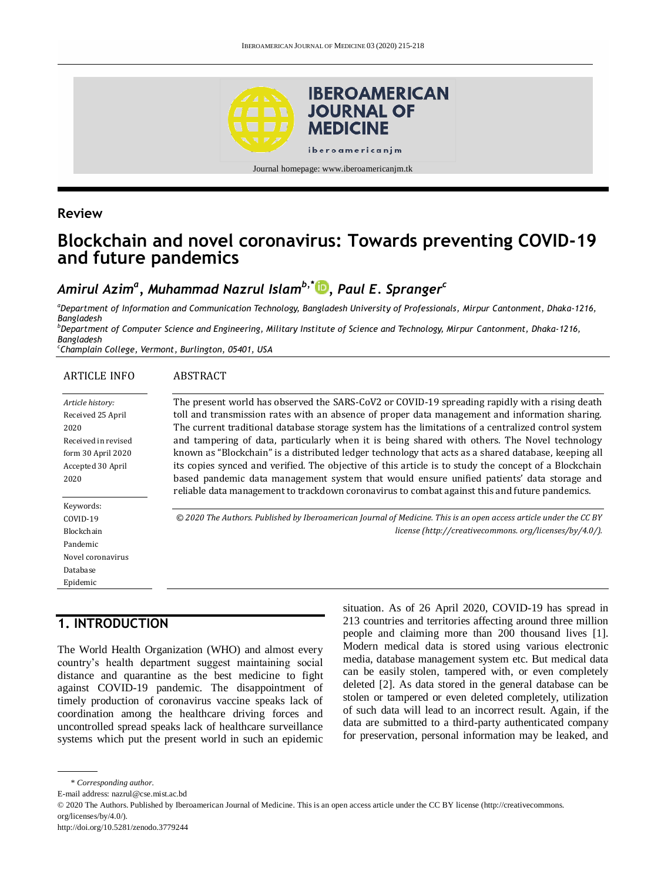Review

# Blockchain and novel coronavirus: Towards preventing COVID-19 and future pandemics

***Amirul Azim*[a], *Muhammad Nazrul Islam*[b,*], *Paul E. Spranger*[c]**

[a]*Department of Information and Communication Technology, Bangladesh University of Professionals, Mirpur Cantonment, Dhaka-1216, Bangladesh*

[b]*Department of Computer Science and Engineering, Military Institute of Science and Technology, Mirpur Cantonment, Dhaka-1216, Bangladesh*

[c]*Champlain College, Vermont, Burlington, 05401, USA*

ARTICLE INFO

*Article history:*
Received 25 April 2020
Received in revised form 30 April 2020
Accepted 30 April 2020

Keywords:
COVID-19
Blockchain
Pandemic
Novel coronavirus
Database
Epidemic

ABSTRACT

The present world has observed the SARS-CoV2 or COVID-19 spreading rapidly with a rising death toll and transmission rates with an absence of proper data management and information sharing. The current traditional database storage system has the limitations of a centralized control system and tampering of data, particularly when it is being shared with others. The Novel technology known as "Blockchain" is a distributed ledger technology that acts as a shared database, keeping all its copies synced and verified. The objective of this article is to study the concept of a Blockchain based pandemic data management system that would ensure unified patients' data storage and reliable data management to trackdown coronavirus to combat against this and future pandemics.

*© 2020 The Authors. Published by Iberoamerican Journal of Medicine. This is an open access article under the CC BY license (http://creativecommons. org/licenses/by/4.0/).*

## 1. INTRODUCTION

The World Health Organization (WHO) and almost every country's health department suggest maintaining social distance and quarantine as the best medicine to fight against COVID-19 pandemic. The disappointment of timely production of coronavirus vaccine speaks lack of coordination among the healthcare driving forces and uncontrolled spread speaks lack of healthcare surveillance systems which put the present world in such an epidemic situation. As of 26 April 2020, COVID-19 has spread in 213 countries and territories affecting around three million people and claiming more than 200 thousand lives [1]. Modern medical data is stored using various electronic media, database management system etc. But medical data can be easily stolen, tampered with, or even completely deleted [2]. As data stored in the general database can be stolen or tampered or even deleted completely, utilization of such data will lead to an incorrect result. Again, if the data are submitted to a third-party authenticated company for preservation, personal information may be leaked, and

\* *Corresponding author.*
E-mail address: nazrul@cse.mist.ac.bd
© 2020 The Authors. Published by Iberoamerican Journal of Medicine. This is an open access article under the CC BY license (http://creativecommons. org/licenses/by/4.0/).
http://doi.org/10.5281/zenodo.3779244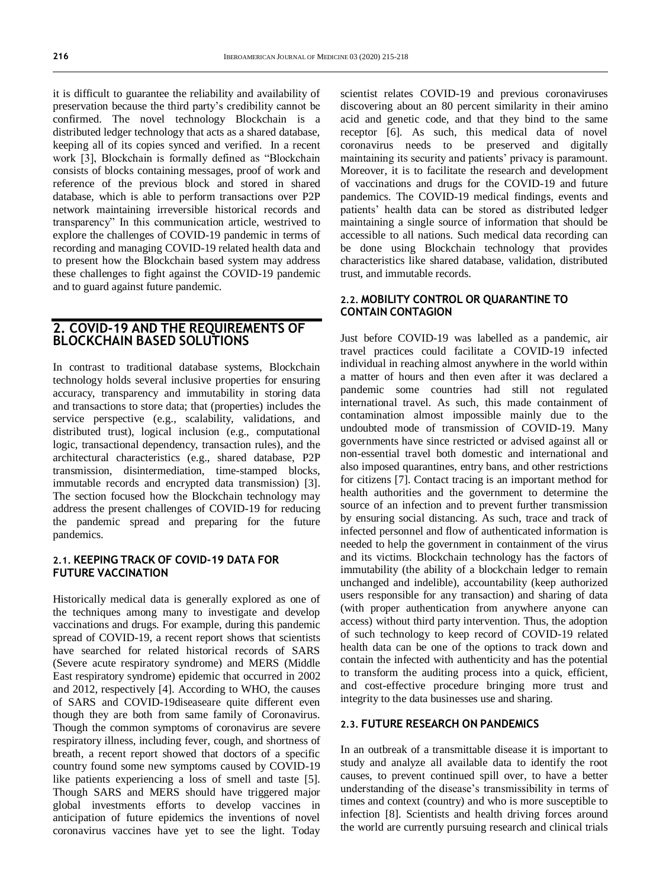it is difficult to guarantee the reliability and availability of preservation because the third party's credibility cannot be confirmed. The novel technology Blockchain is a distributed ledger technology that acts as a shared database, keeping all of its copies synced and verified. In a recent work [3], Blockchain is formally defined as "Blockchain consists of blocks containing messages, proof of work and reference of the previous block and stored in shared database, which is able to perform transactions over P2P network maintaining irreversible historical records and transparency" In this communication article, westrived to explore the challenges of COVID-19 pandemic in terms of recording and managing COVID-19 related health data and to present how the Blockchain based system may address these challenges to fight against the COVID-19 pandemic and to guard against future pandemic.

## 2. COVID-19 AND THE REQUIREMENTS OF BLOCKCHAIN BASED SOLUTIONS

In contrast to traditional database systems, Blockchain technology holds several inclusive properties for ensuring accuracy, transparency and immutability in storing data and transactions to store data; that (properties) includes the service perspective (e.g., scalability, validations, and distributed trust), logical inclusion (e.g., computational logic, transactional dependency, transaction rules), and the architectural characteristics (e.g., shared database, P2P transmission, disintermediation, time-stamped blocks, immutable records and encrypted data transmission) [3]. The section focused how the Blockchain technology may address the present challenges of COVID-19 for reducing the pandemic spread and preparing for the future pandemics.

### 2.1. KEEPING TRACK OF COVID-19 DATA FOR FUTURE VACCINATION

Historically medical data is generally explored as one of the techniques among many to investigate and develop vaccinations and drugs. For example, during this pandemic spread of COVID-19, a recent report shows that scientists have searched for related historical records of SARS (Severe acute respiratory syndrome) and MERS (Middle East respiratory syndrome) epidemic that occurred in 2002 and 2012, respectively [4]. According to WHO, the causes of SARS and COVID-19diseaseare quite different even though they are both from same family of Coronavirus. Though the common symptoms of coronavirus are severe respiratory illness, including fever, cough, and shortness of breath, a recent report showed that doctors of a specific country found some new symptoms caused by COVID-19 like patients experiencing a loss of smell and taste [5]. Though SARS and MERS should have triggered major global investments efforts to develop vaccines in anticipation of future epidemics the inventions of novel coronavirus vaccines have yet to see the light. Today scientist relates COVID-19 and previous coronaviruses discovering about an 80 percent similarity in their amino acid and genetic code, and that they bind to the same receptor [6]. As such, this medical data of novel coronavirus needs to be preserved and digitally maintaining its security and patients' privacy is paramount. Moreover, it is to facilitate the research and development of vaccinations and drugs for the COVID-19 and future pandemics. The COVID-19 medical findings, events and patients' health data can be stored as distributed ledger maintaining a single source of information that should be accessible to all nations. Such medical data recording can be done using Blockchain technology that provides characteristics like shared database, validation, distributed trust, and immutable records.

### 2.2. MOBILITY CONTROL OR QUARANTINE TO CONTAIN CONTAGION

Just before COVID-19 was labelled as a pandemic, air travel practices could facilitate a COVID-19 infected individual in reaching almost anywhere in the world within a matter of hours and then even after it was declared a pandemic some countries had still not regulated international travel. As such, this made containment of contamination almost impossible mainly due to the undoubted mode of transmission of COVID-19. Many governments have since restricted or advised against all or non-essential travel both domestic and international and also imposed quarantines, entry bans, and other restrictions for citizens [7]. Contact tracing is an important method for health authorities and the government to determine the source of an infection and to prevent further transmission by ensuring social distancing. As such, trace and track of infected personnel and flow of authenticated information is needed to help the government in containment of the virus and its victims. Blockchain technology has the factors of immutability (the ability of a blockchain ledger to remain unchanged and indelible), accountability (keep authorized users responsible for any transaction) and sharing of data (with proper authentication from anywhere anyone can access) without third party intervention. Thus, the adoption of such technology to keep record of COVID-19 related health data can be one of the options to track down and contain the infected with authenticity and has the potential to transform the auditing process into a quick, efficient, and cost-effective procedure bringing more trust and integrity to the data businesses use and sharing.

### 2.3. FUTURE RESEARCH ON PANDEMICS

In an outbreak of a transmittable disease it is important to study and analyze all available data to identify the root causes, to prevent continued spill over, to have a better understanding of the disease's transmissibility in terms of times and context (country) and who is more susceptible to infection [8]. Scientists and health driving forces around the world are currently pursuing research and clinical trials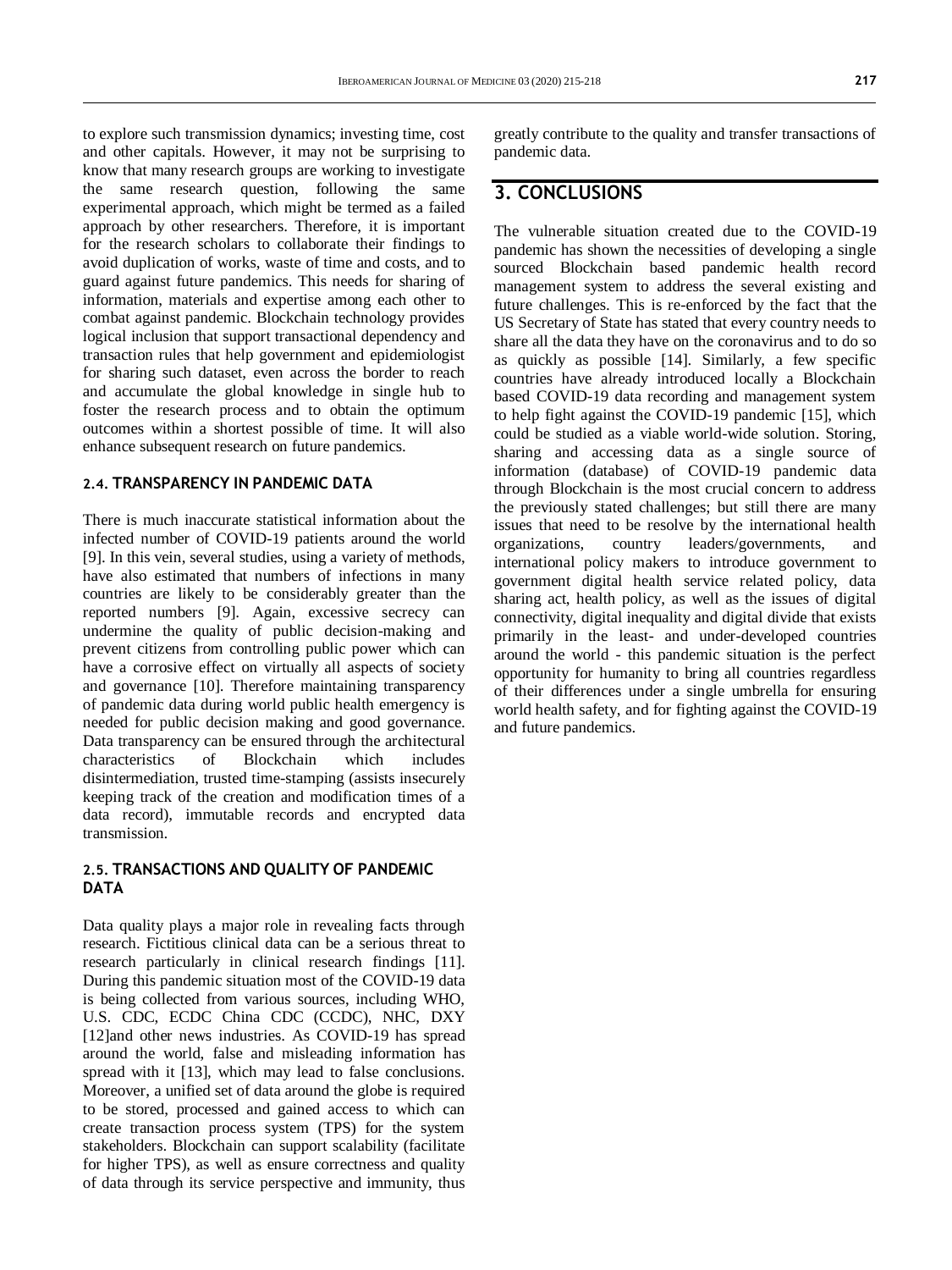to explore such transmission dynamics; investing time, cost and other capitals. However, it may not be surprising to know that many research groups are working to investigate the same research question, following the same experimental approach, which might be termed as a failed approach by other researchers. Therefore, it is important for the research scholars to collaborate their findings to avoid duplication of works, waste of time and costs, and to guard against future pandemics. This needs for sharing of information, materials and expertise among each other to combat against pandemic. Blockchain technology provides logical inclusion that support transactional dependency and transaction rules that help government and epidemiologist for sharing such dataset, even across the border to reach and accumulate the global knowledge in single hub to foster the research process and to obtain the optimum outcomes within a shortest possible of time. It will also enhance subsequent research on future pandemics.

### 2.4. TRANSPARENCY IN PANDEMIC DATA

There is much inaccurate statistical information about the infected number of COVID-19 patients around the world [9]. In this vein, several studies, using a variety of methods, have also estimated that numbers of infections in many countries are likely to be considerably greater than the reported numbers [9]. Again, excessive secrecy can undermine the quality of public decision-making and prevent citizens from controlling public power which can have a corrosive effect on virtually all aspects of society and governance [10]. Therefore maintaining transparency of pandemic data during world public health emergency is needed for public decision making and good governance. Data transparency can be ensured through the architectural characteristics of Blockchain which includes disintermediation, trusted time-stamping (assists insecurely keeping track of the creation and modification times of a data record), immutable records and encrypted data transmission.

### 2.5. TRANSACTIONS AND QUALITY OF PANDEMIC DATA

Data quality plays a major role in revealing facts through research. Fictitious clinical data can be a serious threat to research particularly in clinical research findings [11]. During this pandemic situation most of the COVID-19 data is being collected from various sources, including WHO, U.S. CDC, ECDC China CDC (CCDC), NHC, DXY [12]and other news industries. As COVID-19 has spread around the world, false and misleading information has spread with it [13], which may lead to false conclusions. Moreover, a unified set of data around the globe is required to be stored, processed and gained access to which can create transaction process system (TPS) for the system stakeholders. Blockchain can support scalability (facilitate for higher TPS), as well as ensure correctness and quality of data through its service perspective and immunity, thus greatly contribute to the quality and transfer transactions of pandemic data.

## 3. CONCLUSIONS

The vulnerable situation created due to the COVID-19 pandemic has shown the necessities of developing a single sourced Blockchain based pandemic health record management system to address the several existing and future challenges. This is re-enforced by the fact that the US Secretary of State has stated that every country needs to share all the data they have on the coronavirus and to do so as quickly as possible [14]. Similarly, a few specific countries have already introduced locally a Blockchain based COVID-19 data recording and management system to help fight against the COVID-19 pandemic [15], which could be studied as a viable world-wide solution. Storing, sharing and accessing data as a single source of information (database) of COVID-19 pandemic data through Blockchain is the most crucial concern to address the previously stated challenges; but still there are many issues that need to be resolve by the international health organizations, country leaders/governments, and international policy makers to introduce government to government digital health service related policy, data sharing act, health policy, as well as the issues of digital connectivity, digital inequality and digital divide that exists primarily in the least- and under-developed countries around the world - this pandemic situation is the perfect opportunity for humanity to bring all countries regardless of their differences under a single umbrella for ensuring world health safety, and for fighting against the COVID-19 and future pandemics.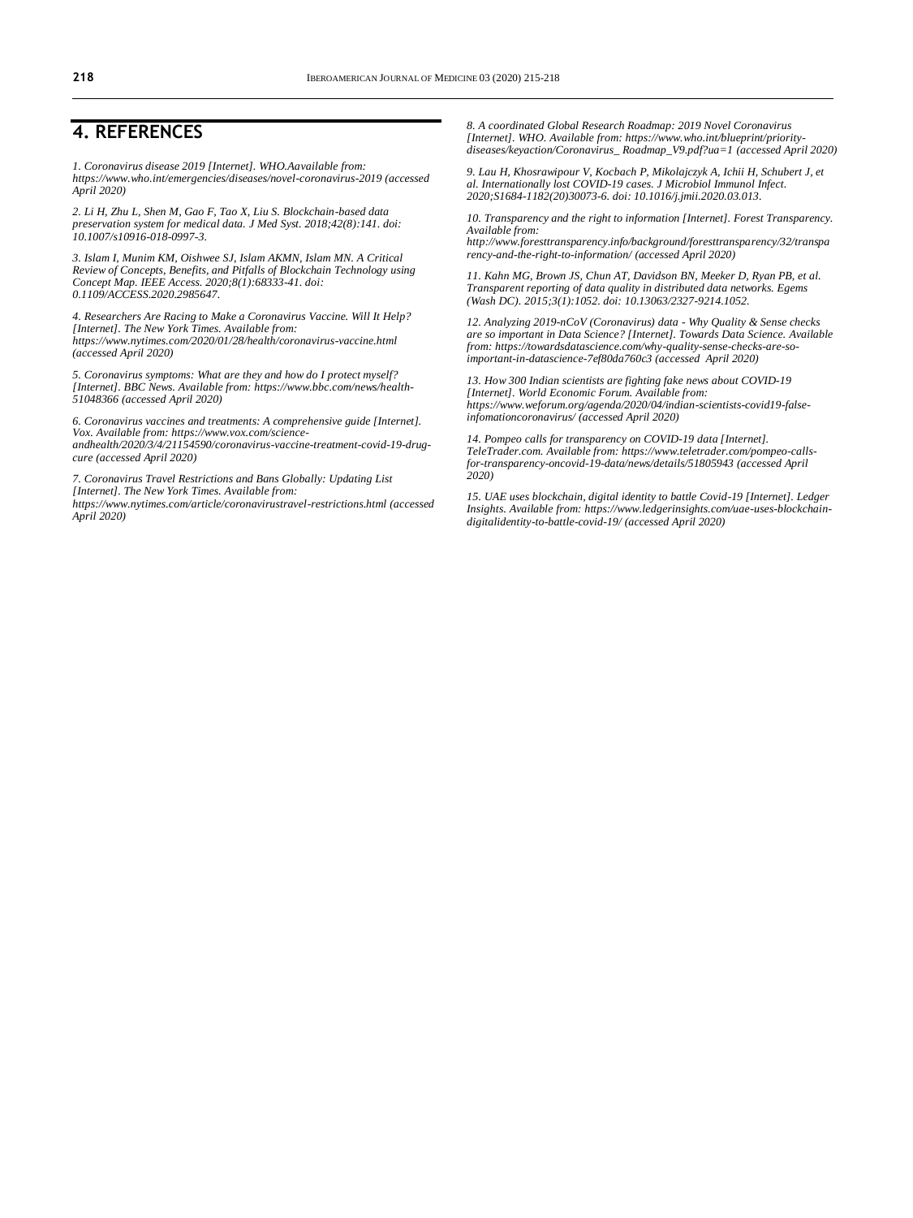## 4. REFERENCES

*1. Coronavirus disease 2019 [Internet]. WHO.Aavailable from: https://www.who.int/emergencies/diseases/novel-coronavirus-2019 (accessed April 2020)*

*2. Li H, Zhu L, Shen M, Gao F, Tao X, Liu S. Blockchain-based data preservation system for medical data. J Med Syst. 2018;42(8):141. doi: 10.1007/s10916-018-0997-3.*

*3. Islam I, Munim KM, Oishwee SJ, Islam AKMN, Islam MN. A Critical Review of Concepts, Benefits, and Pitfalls of Blockchain Technology using Concept Map. IEEE Access. 2020;8(1):68333-41. doi: 0.1109/ACCESS.2020.2985647.*

*4. Researchers Are Racing to Make a Coronavirus Vaccine. Will It Help? [Internet]. The New York Times. Available from: https://www.nytimes.com/2020/01/28/health/coronavirus-vaccine.html (accessed April 2020)*

*5. Coronavirus symptoms: What are they and how do I protect myself? [Internet]. BBC News. Available from: https://www.bbc.com/news/health-51048366 (accessed April 2020)*

*6. Coronavirus vaccines and treatments: A comprehensive guide [Internet]. Vox. Available from: https://www.vox.com/science-andhealth/2020/3/4/21154590/coronavirus-vaccine-treatment-covid-19-drug-cure (accessed April 2020)*

*7. Coronavirus Travel Restrictions and Bans Globally: Updating List [Internet]. The New York Times. Available from: https://www.nytimes.com/article/coronavirustravel-restrictions.html (accessed April 2020)*

*8. A coordinated Global Research Roadmap: 2019 Novel Coronavirus [Internet]. WHO. Available from: https://www.who.int/blueprint/priority-diseases/keyaction/Coronavirus_ Roadmap_V9.pdf?ua=1 (accessed April 2020)*

*9. Lau H, Khosrawipour V, Kocbach P, Mikolajczyk A, Ichii H, Schubert J, et al. Internationally lost COVID-19 cases. J Microbiol Immunol Infect. 2020;S1684-1182(20)30073-6. doi: 10.1016/j.jmii.2020.03.013.*

*10. Transparency and the right to information [Internet]. Forest Transparency. Available from: http://www.foresttransparency.info/background/foresttransparency/32/transparency-and-the-right-to-information/ (accessed April 2020)*

*11. Kahn MG, Brown JS, Chun AT, Davidson BN, Meeker D, Ryan PB, et al. Transparent reporting of data quality in distributed data networks. Egems (Wash DC). 2015;3(1):1052. doi: 10.13063/2327-9214.1052.*

*12. Analyzing 2019-nCoV (Coronavirus) data - Why Quality & Sense checks are so important in Data Science? [Internet]. Towards Data Science. Available from: https://towardsdatascience.com/why-quality-sense-checks-are-so-important-in-datascience-7ef80da760c3 (accessed April 2020)*

*13. How 300 Indian scientists are fighting fake news about COVID-19 [Internet]. World Economic Forum. Available from: https://www.weforum.org/agenda/2020/04/indian-scientists-covid19-false-infomationcoronavirus/ (accessed April 2020)*

*14. Pompeo calls for transparency on COVID-19 data [Internet]. TeleTrader.com. Available from: https://www.teletrader.com/pompeo-calls-for-transparency-oncovid-19-data/news/details/51805943 (accessed April 2020)*

*15. UAE uses blockchain, digital identity to battle Covid-19 [Internet]. Ledger Insights. Available from: https://www.ledgerinsights.com/uae-uses-blockchain-digitalidentity-to-battle-covid-19/ (accessed April 2020)*